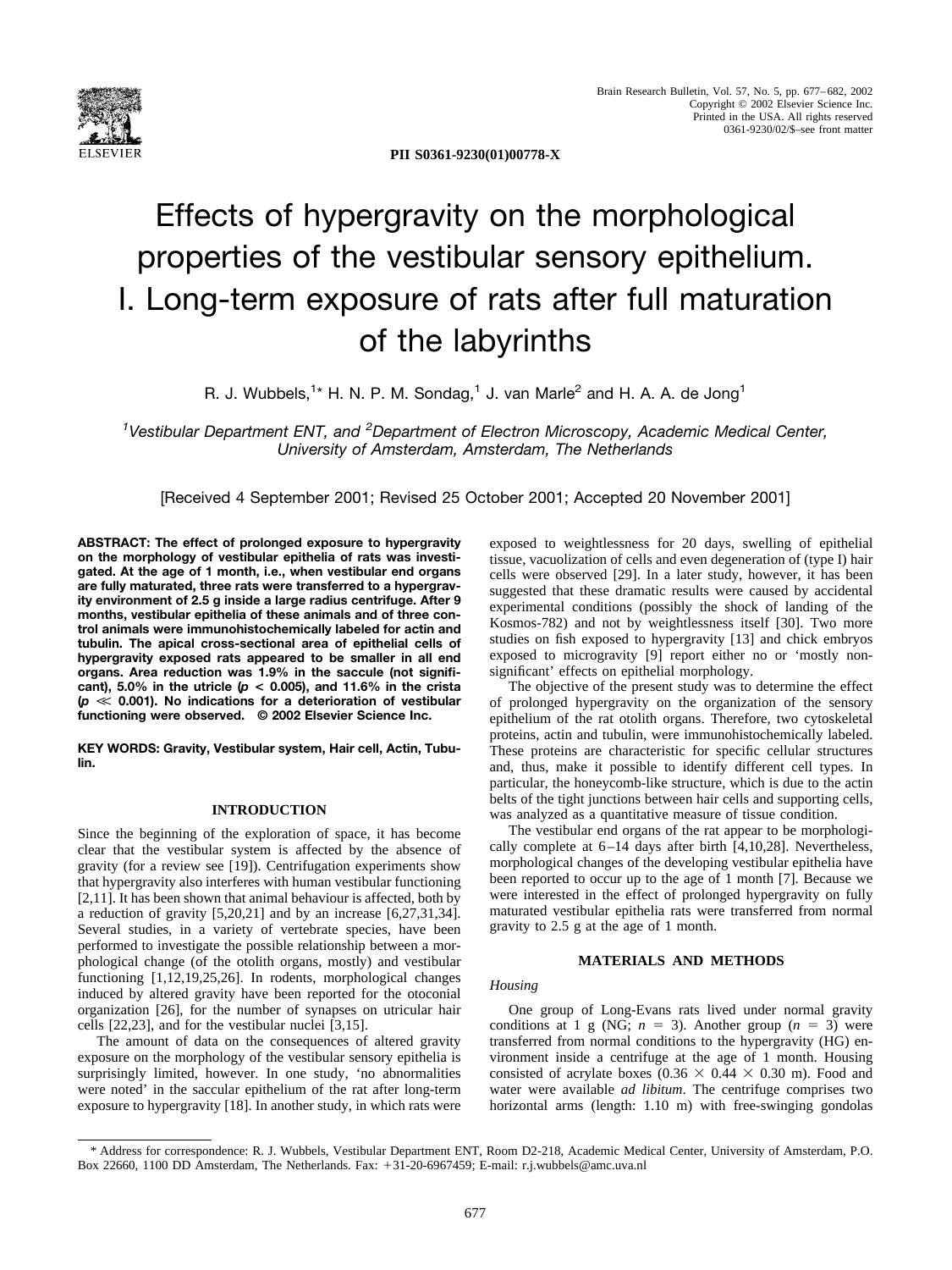PII S0361-9230(01)00778-X

# Effects of hypergravity on the morphological properties of the vestibular sensory epithelium. I. Long-term exposure of rats after full maturation of the labyrinths

R. J. Wubbels,[1]* H. N. P. M. Sondag,[1] J. van Marle[2] and H. A. A. de Jong[1]

[1]*Vestibular Department ENT, and* [2]*Department of Electron Microscopy, Academic Medical Center, University of Amsterdam, Amsterdam, The Netherlands*

[Received 4 September 2001; Revised 25 October 2001; Accepted 20 November 2001]

**ABSTRACT: The effect of prolonged exposure to hypergravity on the morphology of vestibular epithelia of rats was investigated. At the age of 1 month, i.e., when vestibular end organs are fully maturated, three rats were transferred to a hypergravity environment of 2.5 g inside a large radius centrifuge. After 9 months, vestibular epithelia of these animals and of three control animals were immunohistochemically labeled for actin and tubulin. The apical cross-sectional area of epithelial cells of hypergravity exposed rats appeared to be smaller in all end organs. Area reduction was 1.9% in the saccule (not significant), 5.0% in the utricle ($p < 0.005$), and 11.6% in the crista ($p \ll 0.001$). No indications for a deterioration of vestibular functioning were observed. © 2002 Elsevier Science Inc.**

**KEY WORDS: Gravity, Vestibular system, Hair cell, Actin, Tubulin.**

## INTRODUCTION

Since the beginning of the exploration of space, it has become clear that the vestibular system is affected by the absence of gravity (for a review see [19]). Centrifugation experiments show that hypergravity also interferes with human vestibular functioning [2,11]. It has been shown that animal behaviour is affected, both by a reduction of gravity [5,20,21] and by an increase [6,27,31,34]. Several studies, in a variety of vertebrate species, have been performed to investigate the possible relationship between a morphological change (of the otolith organs, mostly) and vestibular functioning [1,12,19,25,26]. In rodents, morphological changes induced by altered gravity have been reported for the otoconial organization [26], for the number of synapses on utricular hair cells [22,23], and for the vestibular nuclei [3,15].

The amount of data on the consequences of altered gravity exposure on the morphology of the vestibular sensory epithelia is surprisingly limited, however. In one study, 'no abnormalities were noted' in the saccular epithelium of the rat after long-term exposure to hypergravity [18]. In another study, in which rats were exposed to weightlessness for 20 days, swelling of epithelial tissue, vacuolization of cells and even degeneration of (type I) hair cells were observed [29]. In a later study, however, it has been suggested that these dramatic results were caused by accidental experimental conditions (possibly the shock of landing of the Kosmos-782) and not by weightlessness itself [30]. Two more studies on fish exposed to hypergravity [13] and chick embryos exposed to microgravity [9] report either no or 'mostly non-significant' effects on epithelial morphology.

The objective of the present study was to determine the effect of prolonged hypergravity on the organization of the sensory epithelium of the rat otolith organs. Therefore, two cytoskeletal proteins, actin and tubulin, were immunohistochemically labeled. These proteins are characteristic for specific cellular structures and, thus, make it possible to identify different cell types. In particular, the honeycomb-like structure, which is due to the actin belts of the tight junctions between hair cells and supporting cells, was analyzed as a quantitative measure of tissue condition.

The vestibular end organs of the rat appear to be morphologically complete at 6–14 days after birth [4,10,28]. Nevertheless, morphological changes of the developing vestibular epithelia have been reported to occur up to the age of 1 month [7]. Because we were interested in the effect of prolonged hypergravity on fully maturated vestibular epithelia rats were transferred from normal gravity to 2.5 g at the age of 1 month.

## MATERIALS AND METHODS

### *Housing*

One group of Long-Evans rats lived under normal gravity conditions at 1 g (NG; $n = 3$). Another group ($n = 3$) were transferred from normal conditions to the hypergravity (HG) environment inside a centrifuge at the age of 1 month. Housing consisted of acrylate boxes (0.36 × 0.44 × 0.30 m). Food and water were available *ad libitum*. The centrifuge comprises two horizontal arms (length: 1.10 m) with free-swinging gondolas

---

* Address for correspondence: R. J. Wubbels, Vestibular Department ENT, Room D2-218, Academic Medical Center, University of Amsterdam, P.O. Box 22660, 1100 DD Amsterdam, The Netherlands. Fax: +31-20-6967459; E-mail: r.j.wubbels@amc.uva.nl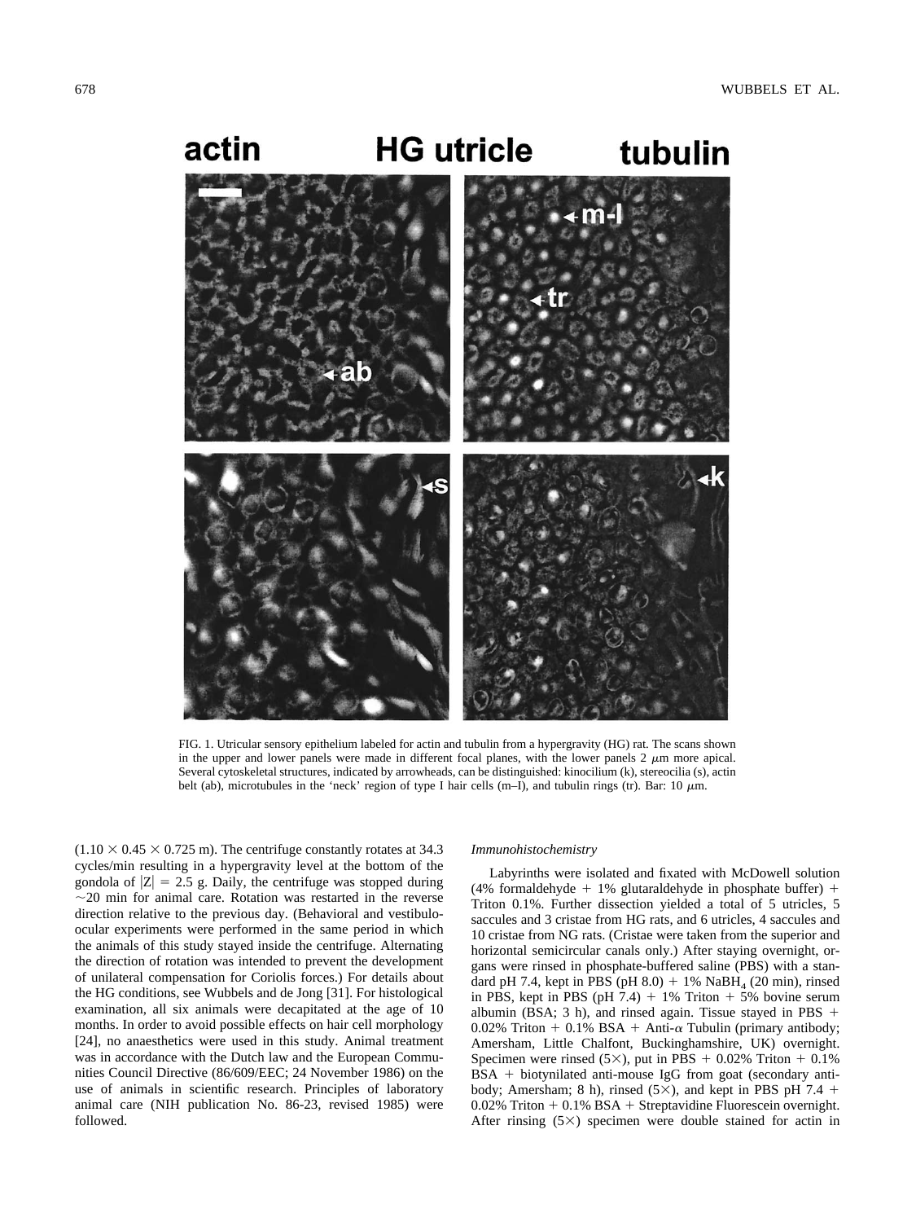FIG. 1. Utricular sensory epithelium labeled for actin and tubulin from a hypergravity (HG) rat. The scans shown in the upper and lower panels were made in different focal planes, with the lower panels 2 $\mu$m more apical. Several cytoskeletal structures, indicated by arrowheads, can be distinguished: kinocilium (k), stereocilia (s), actin belt (ab), microtubules in the 'neck' region of type I hair cells (m–I), and tubulin rings (tr). Bar: 10 $\mu$m.

($1.10 \times 0.45 \times 0.725$ m). The centrifuge constantly rotates at 34.3 cycles/min resulting in a hypergravity level at the bottom of the gondola of $|Z| = 2.5$ g. Daily, the centrifuge was stopped during ~20 min for animal care. Rotation was restarted in the reverse direction relative to the previous day. (Behavioral and vestibulo-ocular experiments were performed in the same period in which the animals of this study stayed inside the centrifuge. Alternating the direction of rotation was intended to prevent the development of unilateral compensation for Coriolis forces.) For details about the HG conditions, see Wubbels and de Jong [31]. For histological examination, all six animals were decapitated at the age of 10 months. In order to avoid possible effects on hair cell morphology [24], no anaesthetics were used in this study. Animal treatment was in accordance with the Dutch law and the European Communities Council Directive (86/609/EEC; 24 November 1986) on the use of animals in scientific research. Principles of laboratory animal care (NIH publication No. 86-23, revised 1985) were followed.

### *Immunohistochemistry*

Labyrinths were isolated and fixated with McDowell solution (4% formaldehyde + 1% glutaraldehyde in phosphate buffer) + Triton 0.1%. Further dissection yielded a total of 5 utricles, 5 saccules and 3 cristae from HG rats, and 6 utricles, 4 saccules and 10 cristae from NG rats. (Cristae were taken from the superior and horizontal semicircular canals only.) After staying overnight, organs were rinsed in phosphate-buffered saline (PBS) with a standard pH 7.4, kept in PBS (pH 8.0) + 1% $NaBH_4$ (20 min), rinsed in PBS, kept in PBS (pH 7.4) + 1% Triton + 5% bovine serum albumin (BSA; 3 h), and rinsed again. Tissue stayed in PBS + 0.02% Triton + 0.1% BSA + Anti-$\alpha$ Tubulin (primary antibody; Amersham, Little Chalfont, Buckinghamshire, UK) overnight. Specimen were rinsed (5×), put in PBS + 0.02% Triton + 0.1% BSA + biotinylated anti-mouse IgG from goat (secondary antibody; Amersham; 8 h), rinsed (5×), and kept in PBS pH 7.4 + 0.02% Triton + 0.1% BSA + Streptavidine Fluorescein overnight. After rinsing (5×) specimen were double stained for actin in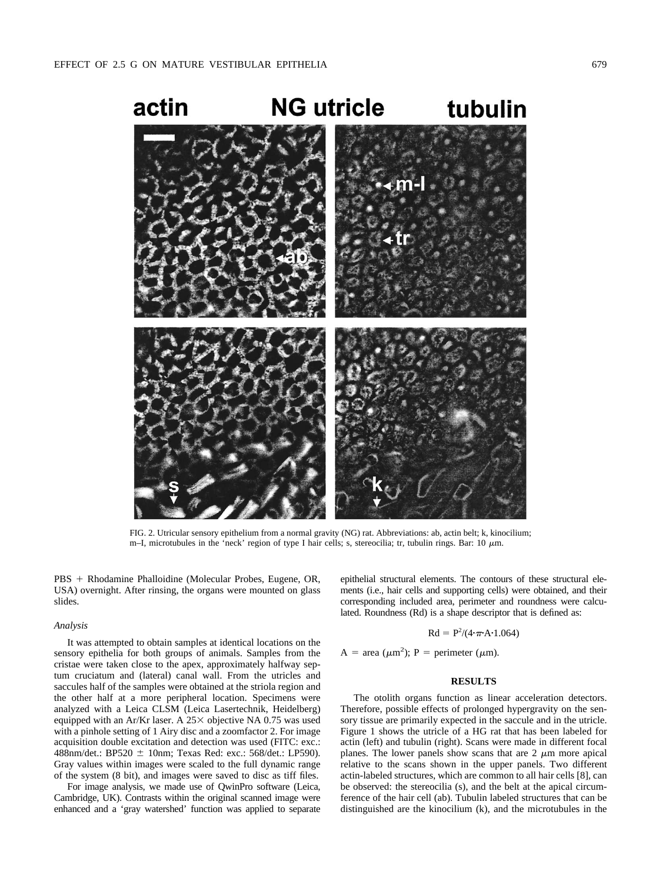FIG. 2. Utricular sensory epithelium from a normal gravity (NG) rat. Abbreviations: ab, actin belt; k, kinocilium; m–I, microtubules in the 'neck' region of type I hair cells; s, stereocilia; tr, tubulin rings. Bar: 10 $\mu$m.

PBS + Rhodamine Phalloidine (Molecular Probes, Eugene, OR, USA) overnight. After rinsing, the organs were mounted on glass slides.

### *Analysis*

It was attempted to obtain samples at identical locations on the sensory epithelia for both groups of animals. Samples from the cristae were taken close to the apex, approximately halfway septum cruciatum and (lateral) canal wall. From the utricles and saccules half of the samples were obtained at the striola region and the other half at a more peripheral location. Specimens were analyzed with a Leica CLSM (Leica Lasertechnik, Heidelberg) equipped with an Ar/Kr laser. A 25× objective NA 0.75 was used with a pinhole setting of 1 Airy disc and a zoomfactor 2. For image acquisition double excitation and detection was used (FITC: exc.: 488nm/det.: BP520 ± 10nm; Texas Red: exc.: 568/det.: LP590). Gray values within images were scaled to the full dynamic range of the system (8 bit), and images were saved to disc as tiff files.

For image analysis, we made use of QwinPro software (Leica, Cambridge, UK). Contrasts within the original scanned image were enhanced and a 'gray watershed' function was applied to separate epithelial structural elements. The contours of these structural elements (i.e., hair cells and supporting cells) were obtained, and their corresponding included area, perimeter and roundness were calculated. Roundness (Rd) is a shape descriptor that is defined as:

$$Rd = P^2/(4 \cdot \pi \cdot A \cdot 1.064)$$

A = area ($\mu$m$^2$); P = perimeter ($\mu$m).

## RESULTS

The otolith organs function as linear acceleration detectors. Therefore, possible effects of prolonged hypergravity on the sensory tissue are primarily expected in the saccule and in the utricle. Figure 1 shows the utricle of a HG rat that has been labeled for actin (left) and tubulin (right). Scans were made in different focal planes. The lower panels show scans that are 2 $\mu$m more apical relative to the scans shown in the upper panels. Two different actin-labeled structures, which are common to all hair cells [8], can be observed: the stereocilia (s), and the belt at the apical circumference of the hair cell (ab). Tubulin labeled structures that can be distinguished are the kinocilium (k), and the microtubules in the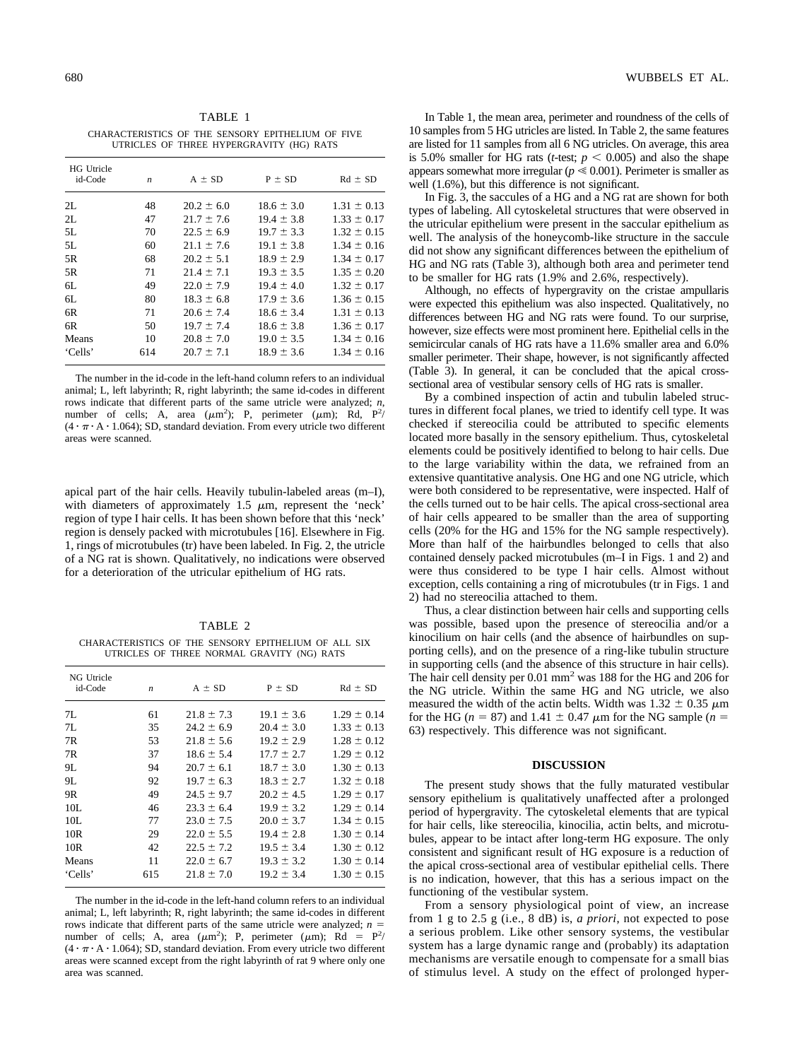TABLE 1

CHARACTERISTICS OF THE SENSORY EPITHELIUM OF FIVE UTRICLES OF THREE HYPERGRAVITY (HG) RATS

| HG Utricle id-Code | *n* | A ± SD | P ± SD | Rd ± SD |
|---|---|---|---|---|
| 2L | 48 | 20.2 ± 6.0 | 18.6 ± 3.0 | 1.31 ± 0.13 |
| 2L | 47 | 21.7 ± 7.6 | 19.4 ± 3.8 | 1.33 ± 0.17 |
| 5L | 70 | 22.5 ± 6.9 | 19.7 ± 3.3 | 1.32 ± 0.15 |
| 5L | 60 | 21.1 ± 7.6 | 19.1 ± 3.8 | 1.34 ± 0.16 |
| 5R | 68 | 20.2 ± 5.1 | 18.9 ± 2.9 | 1.34 ± 0.17 |
| 5R | 71 | 21.4 ± 7.1 | 19.3 ± 3.5 | 1.35 ± 0.20 |
| 6L | 49 | 22.0 ± 7.9 | 19.4 ± 4.0 | 1.32 ± 0.17 |
| 6L | 80 | 18.3 ± 6.8 | 17.9 ± 3.6 | 1.36 ± 0.15 |
| 6R | 71 | 20.6 ± 7.4 | 18.6 ± 3.4 | 1.31 ± 0.13 |
| 6R | 50 | 19.7 ± 7.4 | 18.6 ± 3.8 | 1.36 ± 0.17 |
| Means | 10 | 20.8 ± 7.0 | 19.0 ± 3.5 | 1.34 ± 0.16 |
| 'Cells' | 614 | 20.7 ± 7.1 | 18.9 ± 3.6 | 1.34 ± 0.16 |

The number in the id-code in the left-hand column refers to an individual animal; L, left labyrinth; R, right labyrinth; the same id-codes in different rows indicate that different parts of the same utricle were analyzed; *n*, number of cells; A, area ($\mu m^2$); P, perimeter ($\mu$m); Rd, $P^2/(4 \cdot \pi \cdot A \cdot 1.064)$; SD, standard deviation. From every utricle two different areas were scanned.

apical part of the hair cells. Heavily tubulin-labeled areas (m–I), with diameters of approximately 1.5 $\mu$m, represent the 'neck' region of type I hair cells. It has been shown before that this 'neck' region is densely packed with microtubules [16]. Elsewhere in Fig. 1, rings of microtubules (tr) have been labeled. In Fig. 2, the utricle of a NG rat is shown. Qualitatively, no indications were observed for a deterioration of the utricular epithelium of HG rats.

TABLE 2

CHARACTERISTICS OF THE SENSORY EPITHELIUM OF ALL SIX UTRICLES OF THREE NORMAL GRAVITY (NG) RATS

| NG Utricle id-Code | *n* | A ± SD | P ± SD | Rd ± SD |
|---|---|---|---|---|
| 7L | 61 | 21.8 ± 7.3 | 19.1 ± 3.6 | 1.29 ± 0.14 |
| 7L | 35 | 24.2 ± 6.9 | 20.4 ± 3.0 | 1.33 ± 0.13 |
| 7R | 53 | 21.8 ± 5.6 | 19.2 ± 2.9 | 1.28 ± 0.12 |
| 7R | 37 | 18.6 ± 5.4 | 17.7 ± 2.7 | 1.29 ± 0.12 |
| 9L | 94 | 20.7 ± 6.1 | 18.7 ± 3.0 | 1.30 ± 0.13 |
| 9L | 92 | 19.7 ± 6.3 | 18.3 ± 2.7 | 1.32 ± 0.18 |
| 9R | 49 | 24.5 ± 9.7 | 20.2 ± 4.5 | 1.29 ± 0.17 |
| 10L | 46 | 23.3 ± 6.4 | 19.9 ± 3.2 | 1.29 ± 0.14 |
| 10L | 77 | 23.0 ± 7.5 | 20.0 ± 3.7 | 1.34 ± 0.15 |
| 10R | 29 | 22.0 ± 5.5 | 19.4 ± 2.8 | 1.30 ± 0.14 |
| 10R | 42 | 22.5 ± 7.2 | 19.5 ± 3.4 | 1.30 ± 0.12 |
| Means | 11 | 22.0 ± 6.7 | 19.3 ± 3.2 | 1.30 ± 0.14 |
| 'Cells' | 615 | 21.8 ± 7.0 | 19.2 ± 3.4 | 1.30 ± 0.15 |

The number in the id-code in the left-hand column refers to an individual animal; L, left labyrinth; R, right labyrinth; the same id-codes in different rows indicate that different parts of the same utricle were analyzed; *n* = number of cells; A, area ($\mu m^2$); P, perimeter ($\mu$m); Rd = $P^2/(4 \cdot \pi \cdot A \cdot 1.064)$; SD, standard deviation. From every utricle two different areas were scanned except from the right labyrinth of rat 9 where only one area was scanned.

In Table 1, the mean area, perimeter and roundness of the cells of 10 samples from 5 HG utricles are listed. In Table 2, the same features are listed for 11 samples from all 6 NG utricles. On average, this area is 5.0% smaller for HG rats (*t*-test; $p < 0.005$) and also the shape appears somewhat more irregular ($p \ll 0.001$). Perimeter is smaller as well (1.6%), but this difference is not significant.

In Fig. 3, the saccules of a HG and a NG rat are shown for both types of labeling. All cytoskeletal structures that were observed in the utricular epithelium were present in the saccular epithelium as well. The analysis of the honeycomb-like structure in the saccule did not show any significant differences between the epithelium of HG and NG rats (Table 3), although both area and perimeter tend to be smaller for HG rats (1.9% and 2.6%, respectively).

Although, no effects of hypergravity on the cristae ampullaris were expected this epithelium was also inspected. Qualitatively, no differences between HG and NG rats were found. To our surprise, however, size effects were most prominent here. Epithelial cells in the semicircular canals of HG rats have a 11.6% smaller area and 6.0% smaller perimeter. Their shape, however, is not significantly affected (Table 3). In general, it can be concluded that the apical cross-sectional area of vestibular sensory cells of HG rats is smaller.

By a combined inspection of actin and tubulin labeled structures in different focal planes, we tried to identify cell type. It was checked if stereocilia could be attributed to specific elements located more basally in the sensory epithelium. Thus, cytoskeletal elements could be positively identified to belong to hair cells. Due to the large variability within the data, we refrained from an extensive quantitative analysis. One HG and one NG utricle, which were both considered to be representative, were inspected. Half of the cells turned out to be hair cells. The apical cross-sectional area of hair cells appeared to be smaller than the area of supporting cells (20% for the HG and 15% for the NG sample respectively). More than half of the hairbundles belonged to cells that also contained densely packed microtubules (m–I in Figs. 1 and 2) and were thus considered to be type I hair cells. Almost without exception, cells containing a ring of microtubules (tr in Figs. 1 and 2) had no stereocilia attached to them.

Thus, a clear distinction between hair cells and supporting cells was possible, based upon the presence of stereocilia and/or a kinocilium on hair cells (and the absence of hairbundles on supporting cells), and on the presence of a ring-like tubulin structure in supporting cells (and the absence of this structure in hair cells). The hair cell density per 0.01 $mm^2$ was 188 for the HG and 206 for the NG utricle. Within the same HG and NG utricle, we also measured the width of the actin belts. Width was 1.32 ± 0.35 $\mu$m for the HG ($n = 87$) and 1.41 ± 0.47 $\mu$m for the NG sample ($n = 63$) respectively. This difference was not significant.

## DISCUSSION

The present study shows that the fully maturated vestibular sensory epithelium is qualitatively unaffected after a prolonged period of hypergravity. The cytoskeletal elements that are typical for hair cells, like stereocilia, kinocilia, actin belts, and microtubules, appear to be intact after long-term HG exposure. The only consistent and significant result of HG exposure is a reduction of the apical cross-sectional area of vestibular epithelial cells. There is no indication, however, that this has a serious impact on the functioning of the vestibular system.

From a sensory physiological point of view, an increase from 1 g to 2.5 g (i.e., 8 dB) is, *a priori*, not expected to pose a serious problem. Like other sensory systems, the vestibular system has a large dynamic range and (probably) its adaptation mechanisms are versatile enough to compensate for a small bias of stimulus level. A study on the effect of prolonged hyper-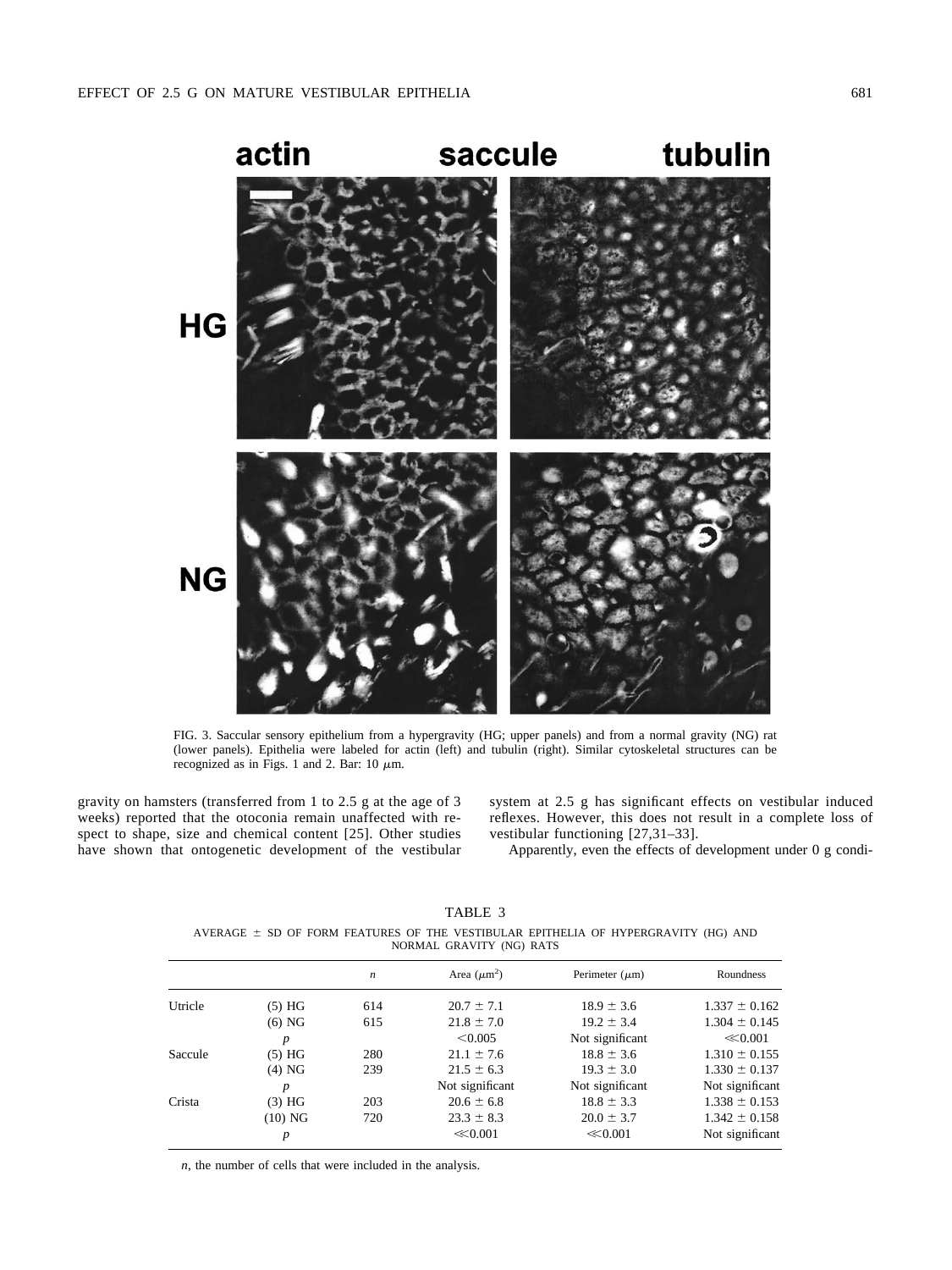FIG. 3. Saccular sensory epithelium from a hypergravity (HG; upper panels) and from a normal gravity (NG) rat (lower panels). Epithelia were labeled for actin (left) and tubulin (right). Similar cytoskeletal structures can be recognized as in Figs. 1 and 2. Bar: 10 $\mu$m.

gravity on hamsters (transferred from 1 to 2.5 g at the age of 3 weeks) reported that the otoconia remain unaffected with respect to shape, size and chemical content [25]. Other studies have shown that ontogenetic development of the vestibular system at 2.5 g has significant effects on vestibular induced reflexes. However, this does not result in a complete loss of vestibular functioning [27,31–33].

Apparently, even the effects of development under 0 g condi-

TABLE 3

AVERAGE ± SD OF FORM FEATURES OF THE VESTIBULAR EPITHELIA OF HYPERGRAVITY (HG) AND NORMAL GRAVITY (NG) RATS

| | | $n$ | Area ($\mu m^2$) | Perimeter ($\mu$m) | Roundness |
|---|---|---|---|---|---|
| Utricle | (5) HG | 614 | 20.7 ± 7.1 | 18.9 ± 3.6 | 1.337 ± 0.162 |
| | (6) NG | 615 | 21.8 ± 7.0 | 19.2 ± 3.4 | 1.304 ± 0.145 |
| | $p$ | | <0.005 | Not significant | ≪0.001 |
| Saccule | (5) HG | 280 | 21.1 ± 7.6 | 18.8 ± 3.6 | 1.310 ± 0.155 |
| | (4) NG | 239 | 21.5 ± 6.3 | 19.3 ± 3.0 | 1.330 ± 0.137 |
| | $p$ | | Not significant | Not significant | Not significant |
| Crista | (3) HG | 203 | 20.6 ± 6.8 | 18.8 ± 3.3 | 1.338 ± 0.153 |
| | (10) NG | 720 | 23.3 ± 8.3 | 20.0 ± 3.7 | 1.342 ± 0.158 |
| | $p$ | | ≪0.001 | ≪0.001 | Not significant |

*n*, the number of cells that were included in the analysis.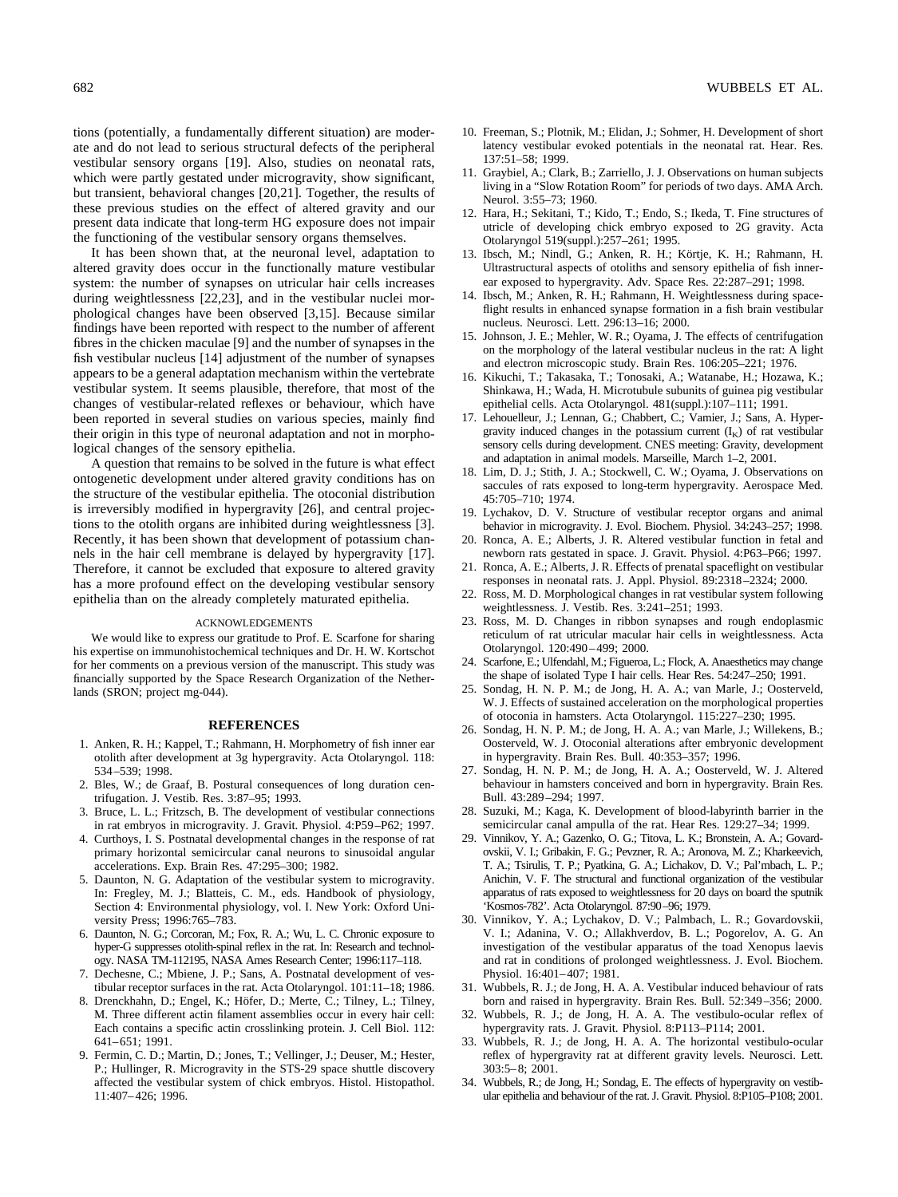tions (potentially, a fundamentally different situation) are moderate and do not lead to serious structural defects of the peripheral vestibular sensory organs [19]. Also, studies on neonatal rats, which were partly gestated under microgravity, show significant, but transient, behavioral changes [20,21]. Together, the results of these previous studies on the effect of altered gravity and our present data indicate that long-term HG exposure does not impair the functioning of the vestibular sensory organs themselves.

It has been shown that, at the neuronal level, adaptation to altered gravity does occur in the functionally mature vestibular system: the number of synapses on utricular hair cells increases during weightlessness [22,23], and in the vestibular nuclei morphological changes have been observed [3,15]. Because similar findings have been reported with respect to the number of afferent fibres in the chicken maculae [9] and the number of synapses in the fish vestibular nucleus [14] adjustment of the number of synapses appears to be a general adaptation mechanism within the vertebrate vestibular system. It seems plausible, therefore, that most of the changes of vestibular-related reflexes or behaviour, which have been reported in several studies on various species, mainly find their origin in this type of neuronal adaptation and not in morphological changes of the sensory epithelia.

A question that remains to be solved in the future is what effect ontogenetic development under altered gravity conditions has on the structure of the vestibular epithelia. The otoconial distribution is irreversibly modified in hypergravity [26], and central projections to the otolith organs are inhibited during weightlessness [3]. Recently, it has been shown that development of potassium channels in the hair cell membrane is delayed by hypergravity [17]. Therefore, it cannot be excluded that exposure to altered gravity has a more profound effect on the developing vestibular sensory epithelia than on the already completely maturated epithelia.

## ACKNOWLEDGEMENTS

We would like to express our gratitude to Prof. E. Scarfone for sharing his expertise on immunohistochemical techniques and Dr. H. W. Kortschot for his comments on a previous version of the manuscript. This study was financially supported by the Space Research Organization of the Netherlands (SRON; project mg-044).

## REFERENCES

1. Anken, R. H.; Kappel, T.; Rahmann, H. Morphometry of fish inner ear otolith after development at 3g hypergravity. Acta Otolaryngol. 118: 534–539; 1998.
2. Bles, W.; de Graaf, B. Postural consequences of long duration centrifugation. J. Vestib. Res. 3:87–95; 1993.
3. Bruce, L. L.; Fritzsch, B. The development of vestibular connections in rat embryos in microgravity. J. Gravit. Physiol. 4:P59–P62; 1997.
4. Curthoys, I. S. Postnatal developmental changes in the response of rat primary horizontal semicircular canal neurons to sinusoidal angular accelerations. Exp. Brain Res. 47:295–300; 1982.
5. Daunton, N. G. Adaptation of the vestibular system to microgravity. In: Fregley, M. J.; Blatteis, C. M., eds. Handbook of physiology, Section 4: Environmental physiology, vol. I. New York: Oxford University Press; 1996:765–783.
6. Daunton, N. G.; Corcoran, M.; Fox, R. A.; Wu, L. C. Chronic exposure to hyper-G suppresses otolith-spinal reflex in the rat. In: Research and technology. NASA TM-112195, NASA Ames Research Center; 1996:117–118.
7. Dechesne, C.; Mbiene, J. P.; Sans, A. Postnatal development of vestibular receptor surfaces in the rat. Acta Otolaryngol. 101:11–18; 1986.
8. Drenckhahn, D.; Engel, K.; Höfer, D.; Merte, C.; Tilney, L.; Tilney, M. Three different actin filament assemblies occur in every hair cell: Each contains a specific actin crosslinking protein. J. Cell Biol. 112: 641–651; 1991.
9. Fermin, C. D.; Martin, D.; Jones, T.; Vellinger, J.; Deuser, M.; Hester, P.; Hullinger, R. Microgravity in the STS-29 space shuttle discovery affected the vestibular system of chick embryos. Histol. Histopathol. 11:407–426; 1996.
10. Freeman, S.; Plotnik, M.; Elidan, J.; Sohmer, H. Development of short latency vestibular evoked potentials in the neonatal rat. Hear. Res. 137:51–58; 1999.
11. Graybiel, A.; Clark, B.; Zarriello, J. J. Observations on human subjects living in a "Slow Rotation Room" for periods of two days. AMA Arch. Neurol. 3:55–73; 1960.
12. Hara, H.; Sekitani, T.; Kido, T.; Endo, S.; Ikeda, T. Fine structures of utricle of developing chick embryo exposed to 2G gravity. Acta Otolaryngol 519(suppl.):257–261; 1995.
13. Ibsch, M.; Nindl, G.; Anken, R. H.; Körtje, K. H.; Rahmann, H. Ultrastructural aspects of otoliths and sensory epithelia of fish inner-ear exposed to hypergravity. Adv. Space Res. 22:287–291; 1998.
14. Ibsch, M.; Anken, R. H.; Rahmann, H. Weightlessness during spaceflight results in enhanced synapse formation in a fish brain vestibular nucleus. Neurosci. Lett. 296:13–16; 2000.
15. Johnson, J. E.; Mehler, W. R.; Oyama, J. The effects of centrifugation on the morphology of the lateral vestibular nucleus in the rat: A light and electron microscopic study. Brain Res. 106:205–221; 1976.
16. Kikuchi, T.; Takasaka, T.; Tonosaki, A.; Watanabe, H.; Hozawa, K.; Shinkawa, H.; Wada, H. Microtubule subunits of guinea pig vestibular epithelial cells. Acta Otolaryngol. 481(suppl.):107–111; 1991.
17. Lehouelleur, J.; Lennan, G.; Chabbert, C.; Vamier, J.; Sans, A. Hypergravity induced changes in the potassium current ($I_K$) of rat vestibular sensory cells during development. CNES meeting: Gravity, development and adaptation in animal models. Marseille, March 1–2, 2001.
18. Lim, D. J.; Stith, J. A.; Stockwell, C. W.; Oyama, J. Observations on saccules of rats exposed to long-term hypergravity. Aerospace Med. 45:705–710; 1974.
19. Lychakov, D. V. Structure of vestibular receptor organs and animal behavior in microgravity. J. Evol. Biochem. Physiol. 34:243–257; 1998.
20. Ronca, A. E.; Alberts, J. R. Altered vestibular function in fetal and newborn rats gestated in space. J. Gravit. Physiol. 4:P63–P66; 1997.
21. Ronca, A. E.; Alberts, J. R. Effects of prenatal spaceflight on vestibular responses in neonatal rats. J. Appl. Physiol. 89:2318–2324; 2000.
22. Ross, M. D. Morphological changes in rat vestibular system following weightlessness. J. Vestib. Res. 3:241–251; 1993.
23. Ross, M. D. Changes in ribbon synapses and rough endoplasmic reticulum of rat utricular macular hair cells in weightlessness. Acta Otolaryngol. 120:490–499; 2000.
24. Scarfone, E.; Ulfendahl, M.; Figueroa, L.; Flock, A. Anaesthetics may change the shape of isolated Type I hair cells. Hear. Res. 54:247–250; 1991.
25. Sondag, H. N. P. M.; de Jong, H. A. A.; van Marle, J.; Oosterveld, W. J. Effects of sustained acceleration on the morphological properties of otoconia in hamsters. Acta Otolaryngol. 115:227–230; 1995.
26. Sondag, H. N. P. M.; de Jong, H. A. A.; van Marle, J.; Willekens, B.; Oosterveld, W. J. Otoconial alterations after embryonic development in hypergravity. Brain Res. Bull. 40:353–357; 1996.
27. Sondag, H. N. P. M.; de Jong, H. A. A.; Oosterveld, W. J. Altered behaviour in hamsters conceived and born in hypergravity. Brain Res. Bull. 43:289–294; 1997.
28. Suzuki, M.; Kaga, K. Development of blood-labyrinth barrier in the semicircular canal ampulla of the rat. Hear Res. 129:27–34; 1999.
29. Vinnikov, Y. A.; Gazenko, O. G.; Titova, L. K.; Bronstein, A. A.; Govardovskii, V. I.; Gribakin, F. G.; Pevzner, R. A.; Aronova, M. Z.; Kharkeevich, T. A.; Tsirulis, T. P.; Pyatkina, G. A.; Lichakov, D. V.; Pal'mbach, L. P.; Anichin, V. F. The structural and functional organization of the vestibular apparatus of rats exposed to weightlessness for 20 days on board the sputnik 'Kosmos-782'. Acta Otolaryngol. 87:90–96; 1979.
30. Vinnikov, Y. A.; Lychakov, D. V.; Palmbach, L. R.; Govardovskii, V. I.; Adanina, V. O.; Allakhverdov, B. L.; Pogorelov, A. G. An investigation of the vestibular apparatus of the toad Xenopus laevis and rat in conditions of prolonged weightlessness. J. Evol. Biochem. Physiol. 16:401–407; 1981.
31. Wubbels, R. J.; de Jong, H. A. A. Vestibular induced behaviour of rats born and raised in hypergravity. Brain Res. Bull. 52:349–356; 2000.
32. Wubbels, R. J.; de Jong, H. A. A. The vestibulo-ocular reflex of hypergravity rats. J. Gravit. Physiol. 8:P113–P114; 2001.
33. Wubbels, R. J.; de Jong, H. A. A. The horizontal vestibulo-ocular reflex of hypergravity rat at different gravity levels. Neurosci. Lett. 303:5–8; 2001.
34. Wubbels, R.; de Jong, H.; Sondag, E. The effects of hypergravity on vestibular epithelia and behaviour of the rat. J. Gravit. Physiol. 8:P105–P108; 2001.